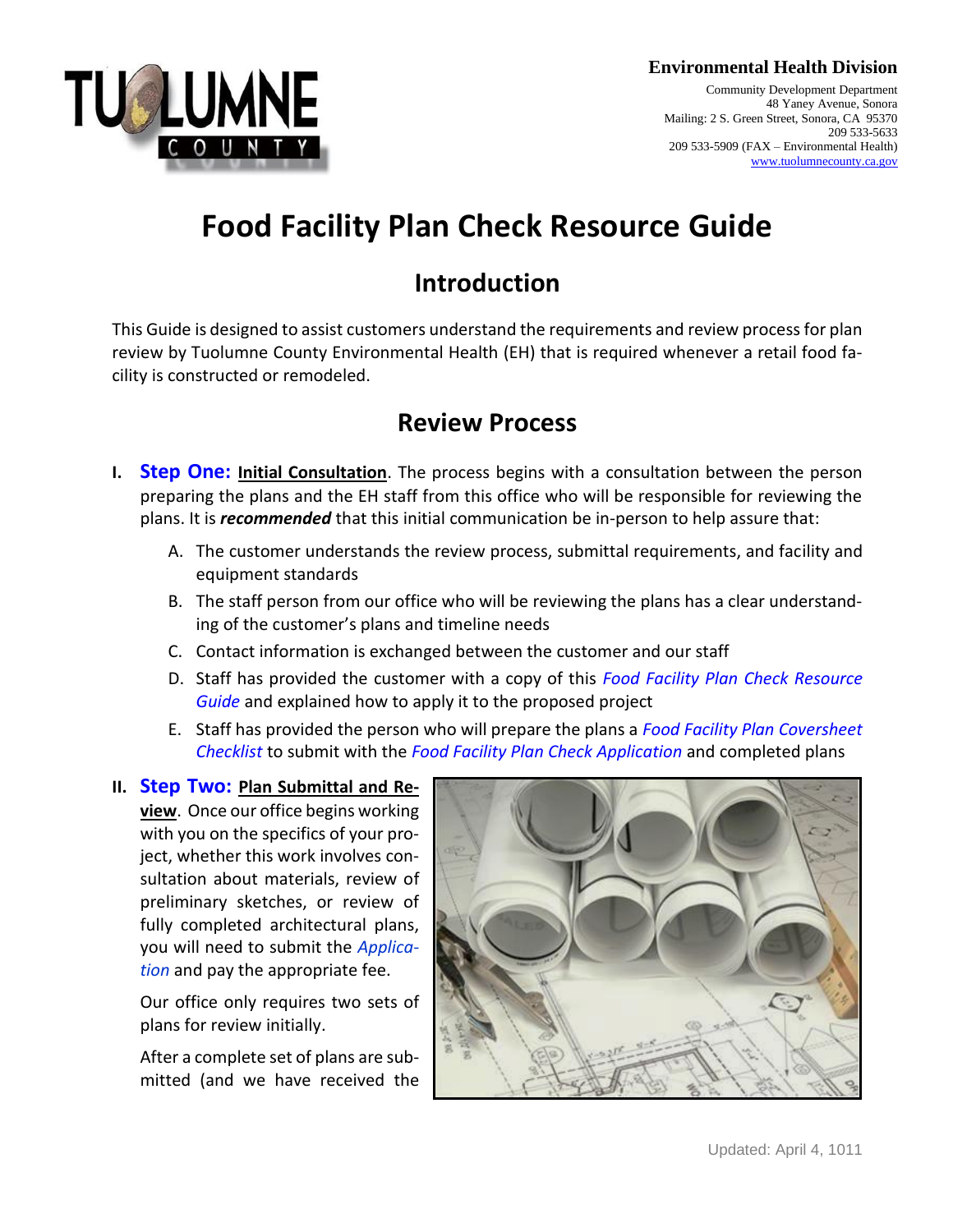**Environmental Health Division**

Community Development Department
48 Yaney Avenue, Sonora
Mailing: 2 S. Green Street, Sonora, CA 95370
209 533-5633
209 533-5909 (FAX – Environmental Health)
www.tuolumnecounty.ca.gov

# Food Facility Plan Check Resource Guide

## Introduction

This Guide is designed to assist customers understand the requirements and review process for plan review by Tuolumne County Environmental Health (EH) that is required whenever a retail food facility is constructed or remodeled.

## Review Process

I. **Step One:** **Initial Consultation**. The process begins with a consultation between the person preparing the plans and the EH staff from this office who will be responsible for reviewing the plans. It is ***recommended*** that this initial communication be in-person to help assure that:

   A. The customer understands the review process, submittal requirements, and facility and equipment standards
   
   B. The staff person from our office who will be reviewing the plans has a clear understanding of the customer's plans and timeline needs
   
   C. Contact information is exchanged between the customer and our staff
   
   D. Staff has provided the customer with a copy of this *Food Facility Plan Check Resource Guide* and explained how to apply it to the proposed project
   
   E. Staff has provided the person who will prepare the plans a *Food Facility Plan Coversheet Checklist* to submit with the *Food Facility Plan Check Application* and completed plans

II. **Step Two:** **Plan Submittal and Review**. Once our office begins working with you on the specifics of your project, whether this work involves consultation about materials, review of preliminary sketches, or review of fully completed architectural plans, you will need to submit the *Application* and pay the appropriate fee.

   Our office only requires two sets of plans for review initially.

   After a complete set of plans are submitted (and we have received the

Updated: April 4, 1011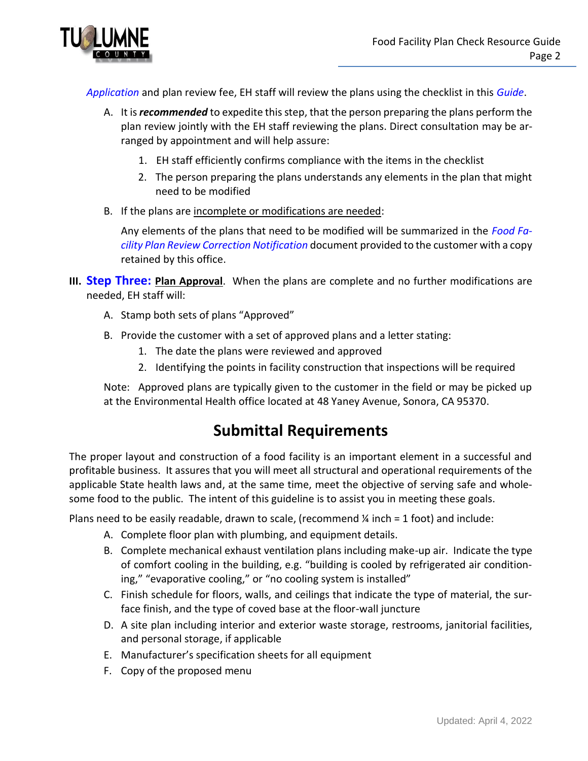*Application* and plan review fee, EH staff will review the plans using the checklist in this *Guide*.

A. It is ***recommended*** to expedite this step, that the person preparing the plans perform the plan review jointly with the EH staff reviewing the plans. Direct consultation may be arranged by appointment and will help assure:

   1. EH staff efficiently confirms compliance with the items in the checklist
   2. The person preparing the plans understands any elements in the plan that might need to be modified

B. If the plans are incomplete or modifications are needed:

   Any elements of the plans that need to be modified will be summarized in the *Food Facility Plan Review Correction Notification* document provided to the customer with a copy retained by this office.

**III. Step Three: Plan Approval**. When the plans are complete and no further modifications are needed, EH staff will:

A. Stamp both sets of plans "Approved"

B. Provide the customer with a set of approved plans and a letter stating:
   1. The date the plans were reviewed and approved
   2. Identifying the points in facility construction that inspections will be required

Note: Approved plans are typically given to the customer in the field or may be picked up at the Environmental Health office located at 48 Yaney Avenue, Sonora, CA 95370.

## Submittal Requirements

The proper layout and construction of a food facility is an important element in a successful and profitable business. It assures that you will meet all structural and operational requirements of the applicable State health laws and, at the same time, meet the objective of serving safe and wholesome food to the public. The intent of this guideline is to assist you in meeting these goals.

Plans need to be easily readable, drawn to scale, (recommend ¼ inch = 1 foot) and include:

A. Complete floor plan with plumbing, and equipment details.
B. Complete mechanical exhaust ventilation plans including make-up air. Indicate the type of comfort cooling in the building, e.g. "building is cooled by refrigerated air conditioning," "evaporative cooling," or "no cooling system is installed"
C. Finish schedule for floors, walls, and ceilings that indicate the type of material, the surface finish, and the type of coved base at the floor-wall juncture
D. A site plan including interior and exterior waste storage, restrooms, janitorial facilities, and personal storage, if applicable
E. Manufacturer's specification sheets for all equipment
F. Copy of the proposed menu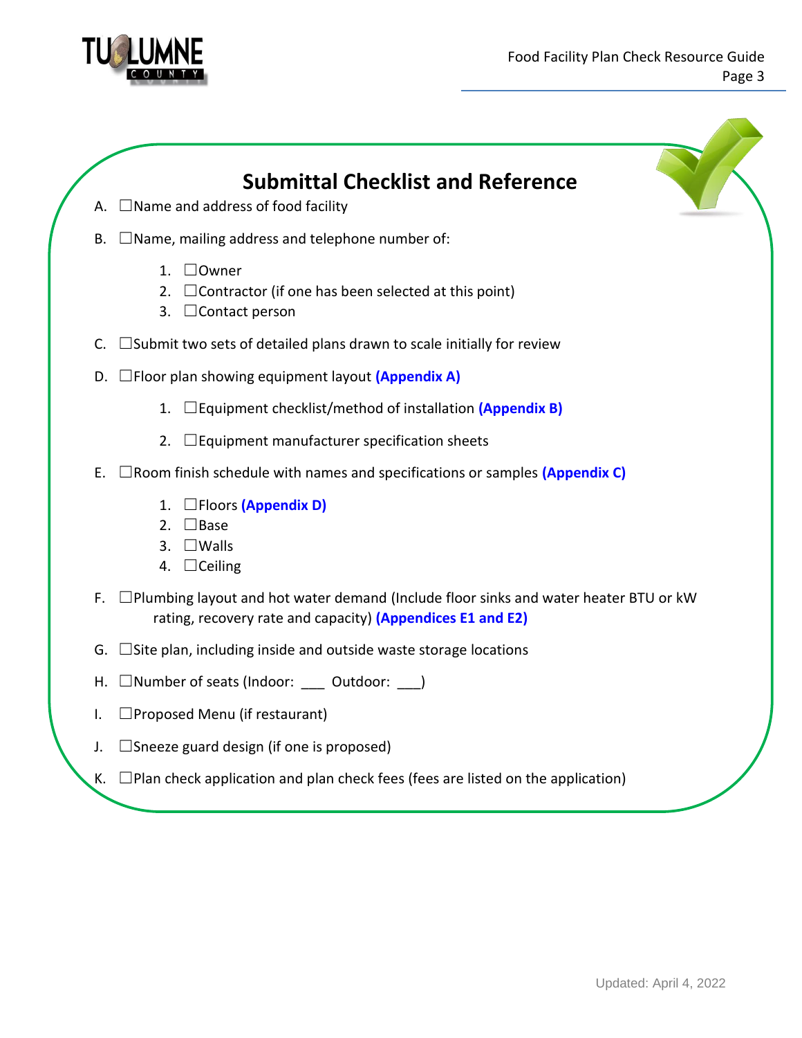## Submittal Checklist and Reference

A. ☐Name and address of food facility

B. ☐Name, mailing address and telephone number of:

   1. ☐Owner
   2. ☐Contractor (if one has been selected at this point)
   3. ☐Contact person

C. ☐Submit two sets of detailed plans drawn to scale initially for review

D. ☐Floor plan showing equipment layout **(Appendix A)**

   1. ☐Equipment checklist/method of installation **(Appendix B)**
   2. ☐Equipment manufacturer specification sheets

E. ☐Room finish schedule with names and specifications or samples **(Appendix C)**

   1. ☐Floors **(Appendix D)**
   2. ☐Base
   3. ☐Walls
   4. ☐Ceiling

F. ☐Plumbing layout and hot water demand (Include floor sinks and water heater BTU or kW rating, recovery rate and capacity) **(Appendices E1 and E2)**

G. ☐Site plan, including inside and outside waste storage locations

H. ☐Number of seats (Indoor: ___ Outdoor: ___)

I. ☐Proposed Menu (if restaurant)

J. ☐Sneeze guard design (if one is proposed)

K. ☐Plan check application and plan check fees (fees are listed on the application)

Updated: April 4, 2022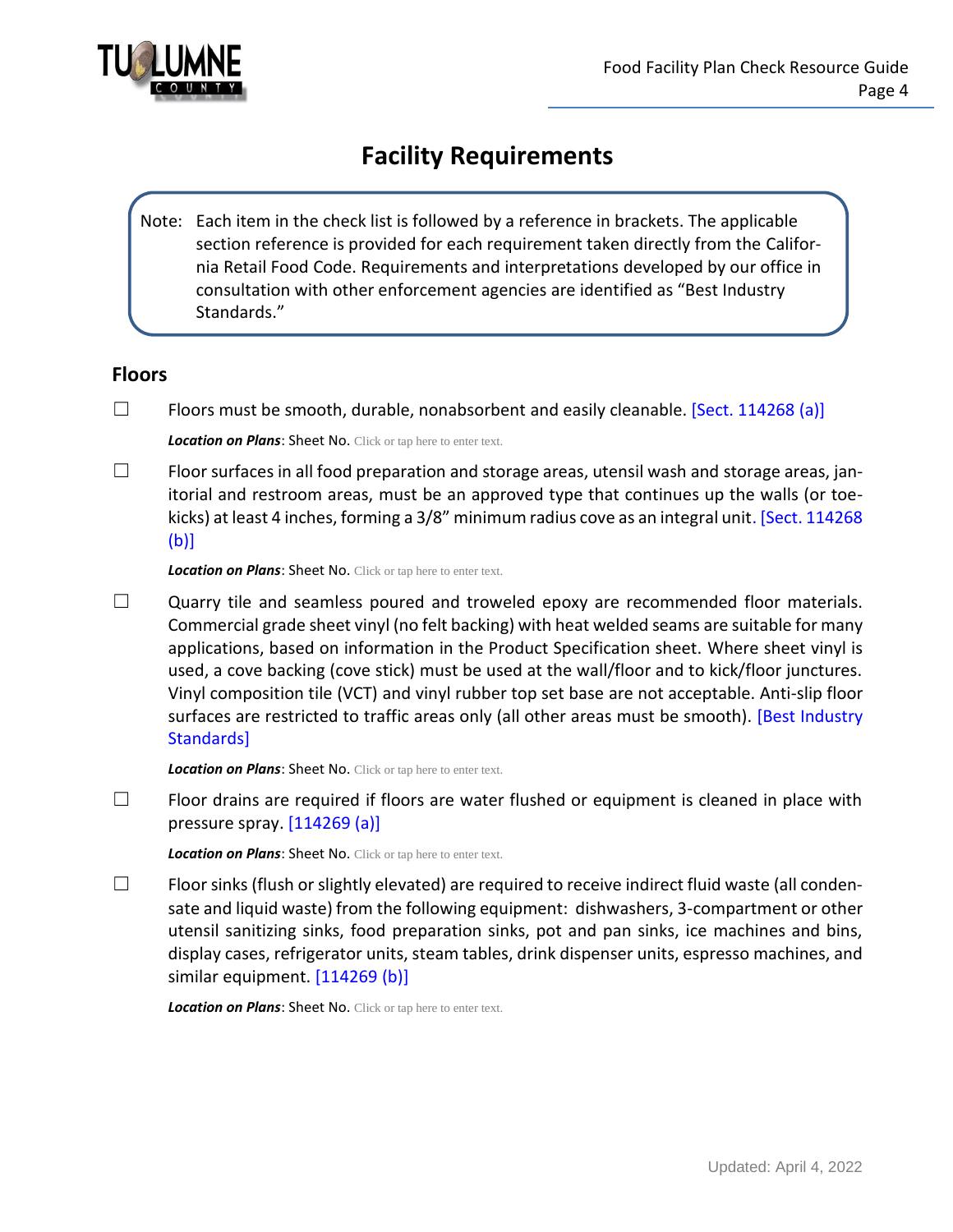# Facility Requirements

> Note: Each item in the check list is followed by a reference in brackets. The applicable section reference is provided for each requirement taken directly from the California Retail Food Code. Requirements and interpretations developed by our office in consultation with other enforcement agencies are identified as "Best Industry Standards."

## Floors

☐ Floors must be smooth, durable, nonabsorbent and easily cleanable. [Sect. 114268 (a)]

***Location on Plans***: Sheet No. Click or tap here to enter text.

☐ Floor surfaces in all food preparation and storage areas, utensil wash and storage areas, janitorial and restroom areas, must be an approved type that continues up the walls (or toe-kicks) at least 4 inches, forming a 3/8" minimum radius cove as an integral unit. [Sect. 114268 (b)]

***Location on Plans***: Sheet No. Click or tap here to enter text.

☐ Quarry tile and seamless poured and troweled epoxy are recommended floor materials. Commercial grade sheet vinyl (no felt backing) with heat welded seams are suitable for many applications, based on information in the Product Specification sheet. Where sheet vinyl is used, a cove backing (cove stick) must be used at the wall/floor and to kick/floor junctures. Vinyl composition tile (VCT) and vinyl rubber top set base are not acceptable. Anti-slip floor surfaces are restricted to traffic areas only (all other areas must be smooth). [Best Industry Standards]

***Location on Plans***: Sheet No. Click or tap here to enter text.

☐ Floor drains are required if floors are water flushed or equipment is cleaned in place with pressure spray. [114269 (a)]

***Location on Plans***: Sheet No. Click or tap here to enter text.

☐ Floor sinks (flush or slightly elevated) are required to receive indirect fluid waste (all condensate and liquid waste) from the following equipment: dishwashers, 3-compartment or other utensil sanitizing sinks, food preparation sinks, pot and pan sinks, ice machines and bins, display cases, refrigerator units, steam tables, drink dispenser units, espresso machines, and similar equipment. [114269 (b)]

***Location on Plans***: Sheet No. Click or tap here to enter text.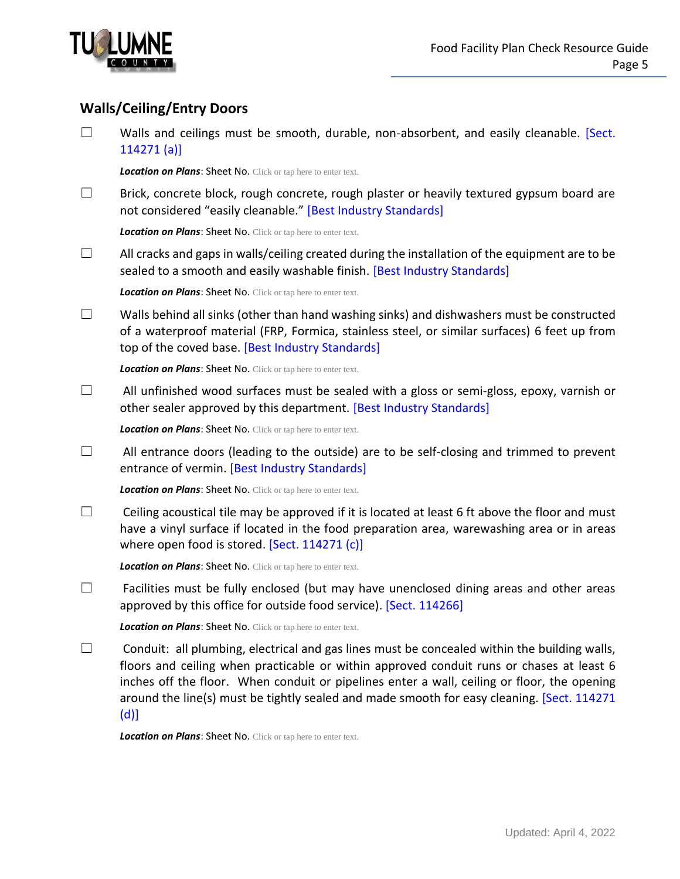## Walls/Ceiling/Entry Doors

☐ Walls and ceilings must be smooth, durable, non-absorbent, and easily cleanable. [Sect. 114271 (a)]

***Location on Plans***: Sheet No. Click or tap here to enter text.

☐ Brick, concrete block, rough concrete, rough plaster or heavily textured gypsum board are not considered "easily cleanable." [Best Industry Standards]

***Location on Plans***: Sheet No. Click or tap here to enter text.

☐ All cracks and gaps in walls/ceiling created during the installation of the equipment are to be sealed to a smooth and easily washable finish. [Best Industry Standards]

***Location on Plans***: Sheet No. Click or tap here to enter text.

☐ Walls behind all sinks (other than hand washing sinks) and dishwashers must be constructed of a waterproof material (FRP, Formica, stainless steel, or similar surfaces) 6 feet up from top of the coved base. [Best Industry Standards]

***Location on Plans***: Sheet No. Click or tap here to enter text.

☐ All unfinished wood surfaces must be sealed with a gloss or semi-gloss, epoxy, varnish or other sealer approved by this department. [Best Industry Standards]

***Location on Plans***: Sheet No. Click or tap here to enter text.

☐ All entrance doors (leading to the outside) are to be self-closing and trimmed to prevent entrance of vermin. [Best Industry Standards]

***Location on Plans***: Sheet No. Click or tap here to enter text.

☐ Ceiling acoustical tile may be approved if it is located at least 6 ft above the floor and must have a vinyl surface if located in the food preparation area, warewashing area or in areas where open food is stored. [Sect. 114271 (c)]

***Location on Plans***: Sheet No. Click or tap here to enter text.

☐ Facilities must be fully enclosed (but may have unenclosed dining areas and other areas approved by this office for outside food service). [Sect. 114266]

***Location on Plans***: Sheet No. Click or tap here to enter text.

☐ Conduit: all plumbing, electrical and gas lines must be concealed within the building walls, floors and ceiling when practicable or within approved conduit runs or chases at least 6 inches off the floor. When conduit or pipelines enter a wall, ceiling or floor, the opening around the line(s) must be tightly sealed and made smooth for easy cleaning. [Sect. 114271 (d)]

***Location on Plans***: Sheet No. Click or tap here to enter text.

Updated: April 4, 2022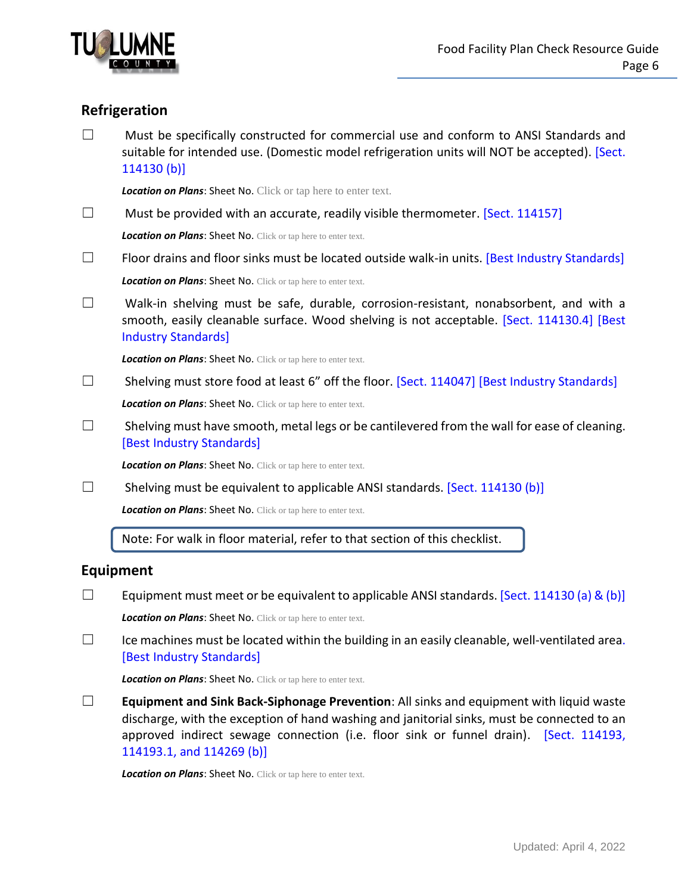## Refrigeration

☐ Must be specifically constructed for commercial use and conform to ANSI Standards and suitable for intended use. (Domestic model refrigeration units will NOT be accepted). [Sect. 114130 (b)]

***Location on Plans***: Sheet No. Click or tap here to enter text.

☐ Must be provided with an accurate, readily visible thermometer. [Sect. 114157]

***Location on Plans***: Sheet No. Click or tap here to enter text.

☐ Floor drains and floor sinks must be located outside walk-in units. [Best Industry Standards]

***Location on Plans***: Sheet No. Click or tap here to enter text.

☐ Walk-in shelving must be safe, durable, corrosion-resistant, nonabsorbent, and with a smooth, easily cleanable surface. Wood shelving is not acceptable. [Sect. 114130.4] [Best Industry Standards]

***Location on Plans***: Sheet No. Click or tap here to enter text.

☐ Shelving must store food at least 6" off the floor. [Sect. 114047] [Best Industry Standards]

***Location on Plans***: Sheet No. Click or tap here to enter text.

☐ Shelving must have smooth, metal legs or be cantilevered from the wall for ease of cleaning. [Best Industry Standards]

***Location on Plans***: Sheet No. Click or tap here to enter text.

☐ Shelving must be equivalent to applicable ANSI standards. [Sect. 114130 (b)]

***Location on Plans***: Sheet No. Click or tap here to enter text.

Note: For walk in floor material, refer to that section of this checklist.

## Equipment

☐ Equipment must meet or be equivalent to applicable ANSI standards. [Sect. 114130 (a) & (b)]

***Location on Plans***: Sheet No. Click or tap here to enter text.

☐ Ice machines must be located within the building in an easily cleanable, well-ventilated area. [Best Industry Standards]

***Location on Plans***: Sheet No. Click or tap here to enter text.

☐ **Equipment and Sink Back-Siphonage Prevention**: All sinks and equipment with liquid waste discharge, with the exception of hand washing and janitorial sinks, must be connected to an approved indirect sewage connection (i.e. floor sink or funnel drain). [Sect. 114193, 114193.1, and 114269 (b)]

***Location on Plans***: Sheet No. Click or tap here to enter text.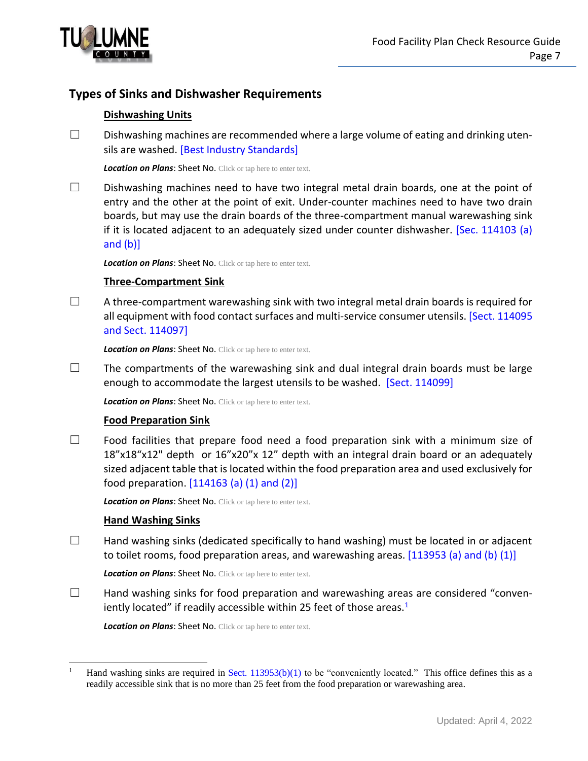## Types of Sinks and Dishwasher Requirements

### Dishwashing Units

☐ Dishwashing machines are recommended where a large volume of eating and drinking utensils are washed. [Best Industry Standards]

***Location on Plans***: Sheet No. Click or tap here to enter text.

☐ Dishwashing machines need to have two integral metal drain boards, one at the point of entry and the other at the point of exit. Under-counter machines need to have two drain boards, but may use the drain boards of the three-compartment manual warewashing sink if it is located adjacent to an adequately sized under counter dishwasher. [Sec. 114103 (a) and (b)]

***Location on Plans***: Sheet No. Click or tap here to enter text.

### Three-Compartment Sink

☐ A three-compartment warewashing sink with two integral metal drain boards is required for all equipment with food contact surfaces and multi-service consumer utensils. [Sect. 114095 and Sect. 114097]

***Location on Plans***: Sheet No. Click or tap here to enter text.

☐ The compartments of the warewashing sink and dual integral drain boards must be large enough to accommodate the largest utensils to be washed. [Sect. 114099]

***Location on Plans***: Sheet No. Click or tap here to enter text.

### Food Preparation Sink

☐ Food facilities that prepare food need a food preparation sink with a minimum size of 18"x18"x12" depth or 16"x20"x 12" depth with an integral drain board or an adequately sized adjacent table that is located within the food preparation area and used exclusively for food preparation. [114163 (a) (1) and (2)]

***Location on Plans***: Sheet No. Click or tap here to enter text.

### Hand Washing Sinks

☐ Hand washing sinks (dedicated specifically to hand washing) must be located in or adjacent to toilet rooms, food preparation areas, and warewashing areas. [113953 (a) and (b) (1)]

***Location on Plans***: Sheet No. Click or tap here to enter text.

☐ Hand washing sinks for food preparation and warewashing areas are considered "conveniently located" if readily accessible within 25 feet of those areas.[1]

***Location on Plans***: Sheet No. Click or tap here to enter text.

---

[1] Hand washing sinks are required in Sect. 113953(b)(1) to be "conveniently located." This office defines this as a readily accessible sink that is no more than 25 feet from the food preparation or warewashing area.

Updated: April 4, 2022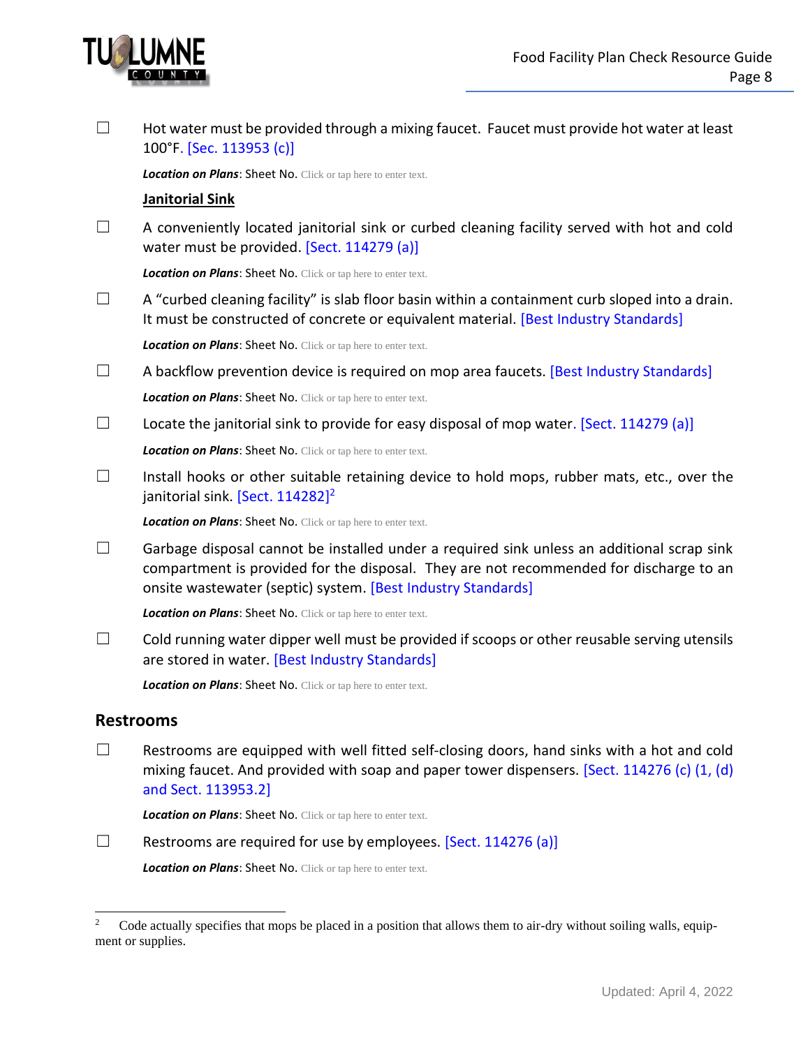☐ Hot water must be provided through a mixing faucet. Faucet must provide hot water at least 100°F. [Sec. 113953 (c)]

***Location on Plans***: Sheet No. Click or tap here to enter text.

**Janitorial Sink**

☐ A conveniently located janitorial sink or curbed cleaning facility served with hot and cold water must be provided. [Sect. 114279 (a)]

***Location on Plans***: Sheet No. Click or tap here to enter text.

☐ A "curbed cleaning facility" is slab floor basin within a containment curb sloped into a drain. It must be constructed of concrete or equivalent material. [Best Industry Standards]

***Location on Plans***: Sheet No. Click or tap here to enter text.

☐ A backflow prevention device is required on mop area faucets. [Best Industry Standards]

***Location on Plans***: Sheet No. Click or tap here to enter text.

☐ Locate the janitorial sink to provide for easy disposal of mop water. [Sect. 114279 (a)]

***Location on Plans***: Sheet No. Click or tap here to enter text.

☐ Install hooks or other suitable retaining device to hold mops, rubber mats, etc., over the janitorial sink. [Sect. 114282][2]

***Location on Plans***: Sheet No. Click or tap here to enter text.

☐ Garbage disposal cannot be installed under a required sink unless an additional scrap sink compartment is provided for the disposal. They are not recommended for discharge to an onsite wastewater (septic) system. [Best Industry Standards]

***Location on Plans***: Sheet No. Click or tap here to enter text.

☐ Cold running water dipper well must be provided if scoops or other reusable serving utensils are stored in water. [Best Industry Standards]

***Location on Plans***: Sheet No. Click or tap here to enter text.

## Restrooms

☐ Restrooms are equipped with well fitted self-closing doors, hand sinks with a hot and cold mixing faucet. And provided with soap and paper tower dispensers. [Sect. 114276 (c) (1, (d) and Sect. 113953.2]

***Location on Plans***: Sheet No. Click or tap here to enter text.

☐ Restrooms are required for use by employees. [Sect. 114276 (a)]

***Location on Plans***: Sheet No. Click or tap here to enter text.

---

[2] Code actually specifies that mops be placed in a position that allows them to air-dry without soiling walls, equipment or supplies.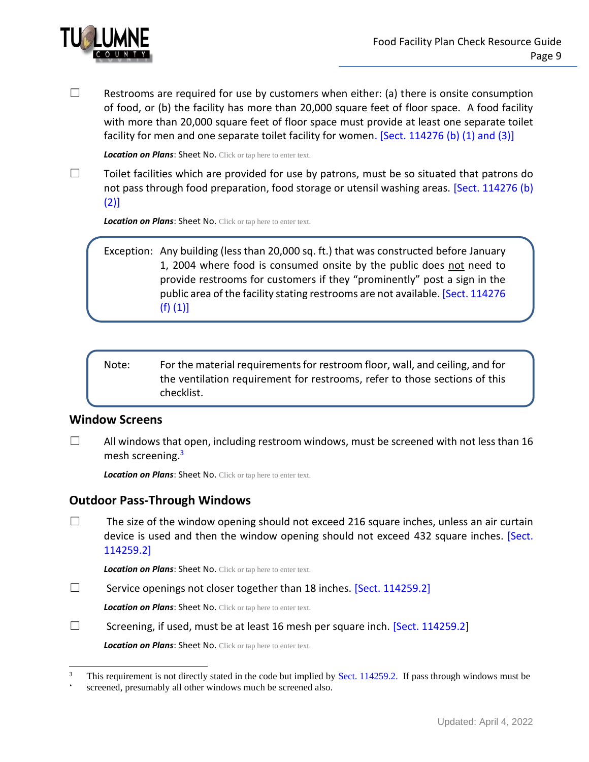☐ Restrooms are required for use by customers when either: (a) there is onsite consumption of food, or (b) the facility has more than 20,000 square feet of floor space. A food facility with more than 20,000 square feet of floor space must provide at least one separate toilet facility for men and one separate toilet facility for women. [Sect. 114276 (b) (1) and (3)]

***Location on Plans***: Sheet No. Click or tap here to enter text.

☐ Toilet facilities which are provided for use by patrons, must be so situated that patrons do not pass through food preparation, food storage or utensil washing areas. [Sect. 114276 (b) (2)]

***Location on Plans***: Sheet No. Click or tap here to enter text.

> Exception: Any building (less than 20,000 sq. ft.) that was constructed before January 1, 2004 where food is consumed onsite by the public does <u>not</u> need to provide restrooms for customers if they "prominently" post a sign in the public area of the facility stating restrooms are not available. [Sect. 114276 (f) (1)]

> Note: For the material requirements for restroom floor, wall, and ceiling, and for the ventilation requirement for restrooms, refer to those sections of this checklist.

## Window Screens

☐ All windows that open, including restroom windows, must be screened with not less than 16 mesh screening.[3]

***Location on Plans***: Sheet No. Click or tap here to enter text.

## Outdoor Pass-Through Windows

☐ The size of the window opening should not exceed 216 square inches, unless an air curtain device is used and then the window opening should not exceed 432 square inches. [Sect. 114259.2]

***Location on Plans***: Sheet No. Click or tap here to enter text.

☐ Service openings not closer together than 18 inches. [Sect. 114259.2]

***Location on Plans***: Sheet No. Click or tap here to enter text.

☐ Screening, if used, must be at least 16 mesh per square inch. [Sect. 114259.2]

***Location on Plans***: Sheet No. Click or tap here to enter text.

---

[3] This requirement is not directly stated in the code but implied by Sect. 114259.2. If pass through windows must be screened, presumably all other windows much be screened also.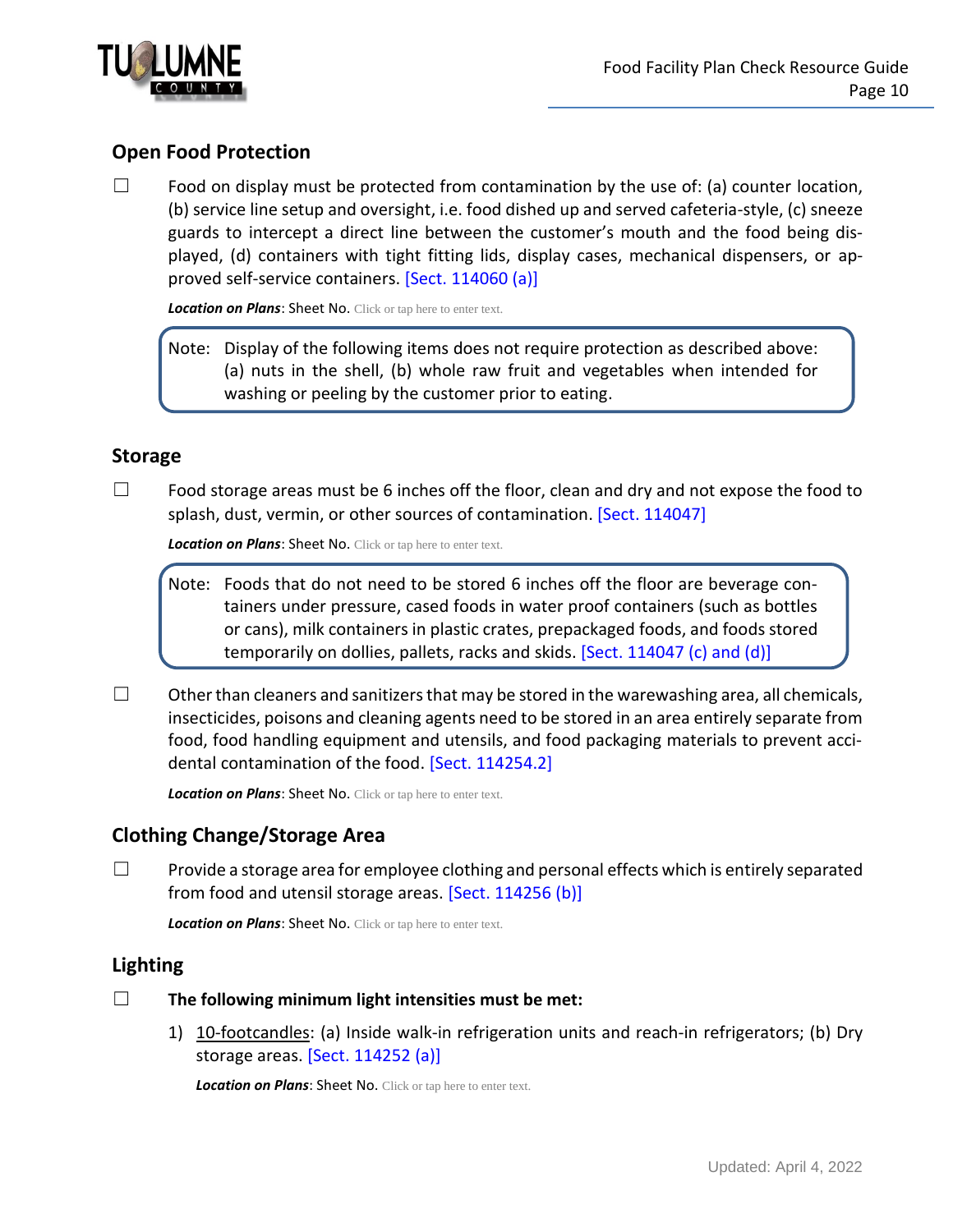## Open Food Protection

☐ Food on display must be protected from contamination by the use of: (a) counter location, (b) service line setup and oversight, i.e. food dished up and served cafeteria-style, (c) sneeze guards to intercept a direct line between the customer's mouth and the food being displayed, (d) containers with tight fitting lids, display cases, mechanical dispensers, or approved self-service containers. [Sect. 114060 (a)]

***Location on Plans***: Sheet No. Click or tap here to enter text.

> Note: Display of the following items does not require protection as described above: (a) nuts in the shell, (b) whole raw fruit and vegetables when intended for washing or peeling by the customer prior to eating.

## Storage

☐ Food storage areas must be 6 inches off the floor, clean and dry and not expose the food to splash, dust, vermin, or other sources of contamination. [Sect. 114047]

***Location on Plans***: Sheet No. Click or tap here to enter text.

> Note: Foods that do not need to be stored 6 inches off the floor are beverage containers under pressure, cased foods in water proof containers (such as bottles or cans), milk containers in plastic crates, prepackaged foods, and foods stored temporarily on dollies, pallets, racks and skids. [Sect. 114047 (c) and (d)]

☐ Other than cleaners and sanitizers that may be stored in the warewashing area, all chemicals, insecticides, poisons and cleaning agents need to be stored in an area entirely separate from food, food handling equipment and utensils, and food packaging materials to prevent accidental contamination of the food. [Sect. 114254.2]

***Location on Plans***: Sheet No. Click or tap here to enter text.

## Clothing Change/Storage Area

☐ Provide a storage area for employee clothing and personal effects which is entirely separated from food and utensil storage areas. [Sect. 114256 (b)]

***Location on Plans***: Sheet No. Click or tap here to enter text.

## Lighting

☐ **The following minimum light intensities must be met:**

1) 10-footcandles: (a) Inside walk-in refrigeration units and reach-in refrigerators; (b) Dry storage areas. [Sect. 114252 (a)]

   ***Location on Plans***: Sheet No. Click or tap here to enter text.

Updated: April 4, 2022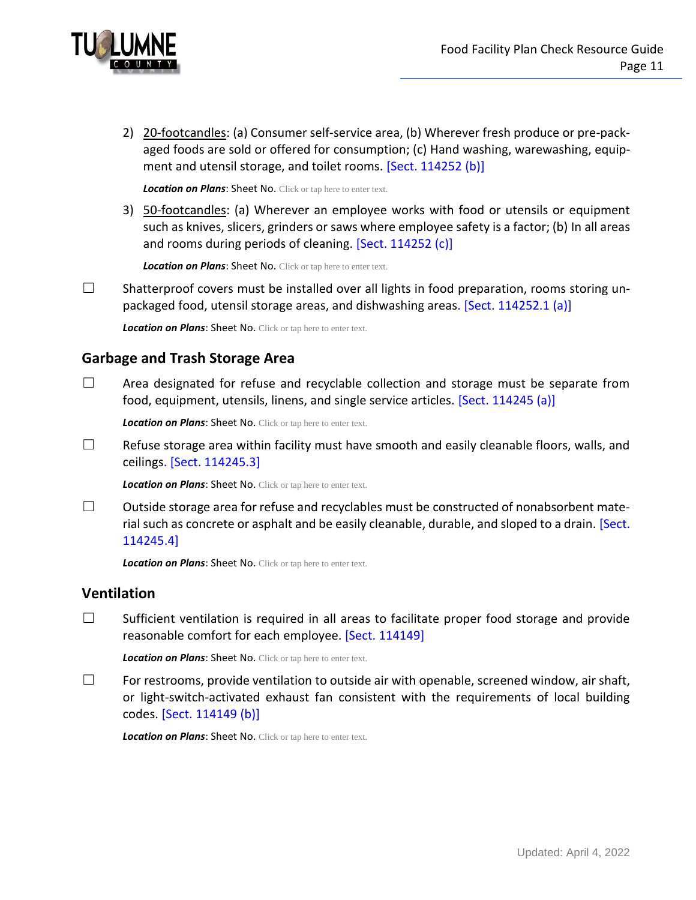2) <u>20-footcandles</u>: (a) Consumer self-service area, (b) Wherever fresh produce or pre-packaged foods are sold or offered for consumption; (c) Hand washing, warewashing, equipment and utensil storage, and toilet rooms. [Sect. 114252 (b)]

   ***Location on Plans***: Sheet No. Click or tap here to enter text.

3) <u>50-footcandles</u>: (a) Wherever an employee works with food or utensils or equipment such as knives, slicers, grinders or saws where employee safety is a factor; (b) In all areas and rooms during periods of cleaning. [Sect. 114252 (c)]

   ***Location on Plans***: Sheet No. Click or tap here to enter text.

☐ Shatterproof covers must be installed over all lights in food preparation, rooms storing unpackaged food, utensil storage areas, and dishwashing areas. [Sect. 114252.1 (a)]

***Location on Plans***: Sheet No. Click or tap here to enter text.

## Garbage and Trash Storage Area

☐ Area designated for refuse and recyclable collection and storage must be separate from food, equipment, utensils, linens, and single service articles. [Sect. 114245 (a)]

***Location on Plans***: Sheet No. Click or tap here to enter text.

☐ Refuse storage area within facility must have smooth and easily cleanable floors, walls, and ceilings. [Sect. 114245.3]

***Location on Plans***: Sheet No. Click or tap here to enter text.

☐ Outside storage area for refuse and recyclables must be constructed of nonabsorbent material such as concrete or asphalt and be easily cleanable, durable, and sloped to a drain. [Sect. 114245.4]

***Location on Plans***: Sheet No. Click or tap here to enter text.

## Ventilation

☐ Sufficient ventilation is required in all areas to facilitate proper food storage and provide reasonable comfort for each employee. [Sect. 114149]

***Location on Plans***: Sheet No. Click or tap here to enter text.

☐ For restrooms, provide ventilation to outside air with openable, screened window, air shaft, or light-switch-activated exhaust fan consistent with the requirements of local building codes. [Sect. 114149 (b)]

***Location on Plans***: Sheet No. Click or tap here to enter text.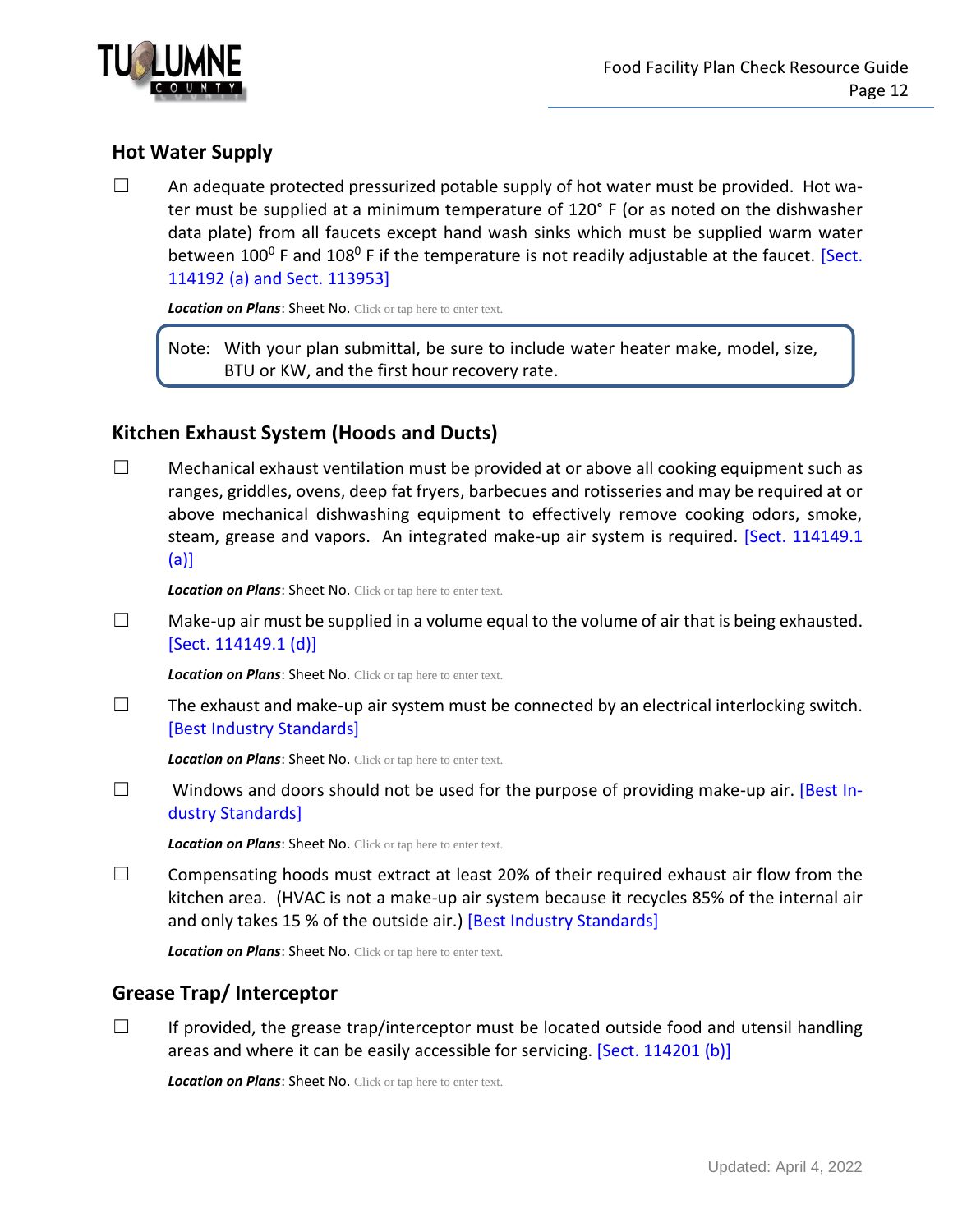## Hot Water Supply

☐ An adequate protected pressurized potable supply of hot water must be provided. Hot water must be supplied at a minimum temperature of 120° F (or as noted on the dishwasher data plate) from all faucets except hand wash sinks which must be supplied warm water between $100^0$ F and $108^0$ F if the temperature is not readily adjustable at the faucet. [Sect. 114192 (a) and Sect. 113953]

***Location on Plans***: Sheet No. Click or tap here to enter text.

> Note: With your plan submittal, be sure to include water heater make, model, size, BTU or KW, and the first hour recovery rate.

## Kitchen Exhaust System (Hoods and Ducts)

☐ Mechanical exhaust ventilation must be provided at or above all cooking equipment such as ranges, griddles, ovens, deep fat fryers, barbecues and rotisseries and may be required at or above mechanical dishwashing equipment to effectively remove cooking odors, smoke, steam, grease and vapors. An integrated make-up air system is required. [Sect. 114149.1 (a)]

***Location on Plans***: Sheet No. Click or tap here to enter text.

☐ Make-up air must be supplied in a volume equal to the volume of air that is being exhausted. [Sect. 114149.1 (d)]

***Location on Plans***: Sheet No. Click or tap here to enter text.

☐ The exhaust and make-up air system must be connected by an electrical interlocking switch. [Best Industry Standards]

***Location on Plans***: Sheet No. Click or tap here to enter text.

☐ Windows and doors should not be used for the purpose of providing make-up air. [Best Industry Standards]

***Location on Plans***: Sheet No. Click or tap here to enter text.

☐ Compensating hoods must extract at least 20% of their required exhaust air flow from the kitchen area. (HVAC is not a make-up air system because it recycles 85% of the internal air and only takes 15 % of the outside air.) [Best Industry Standards]

***Location on Plans***: Sheet No. Click or tap here to enter text.

## Grease Trap/ Interceptor

☐ If provided, the grease trap/interceptor must be located outside food and utensil handling areas and where it can be easily accessible for servicing. [Sect. 114201 (b)]

***Location on Plans***: Sheet No. Click or tap here to enter text.

Updated: April 4, 2022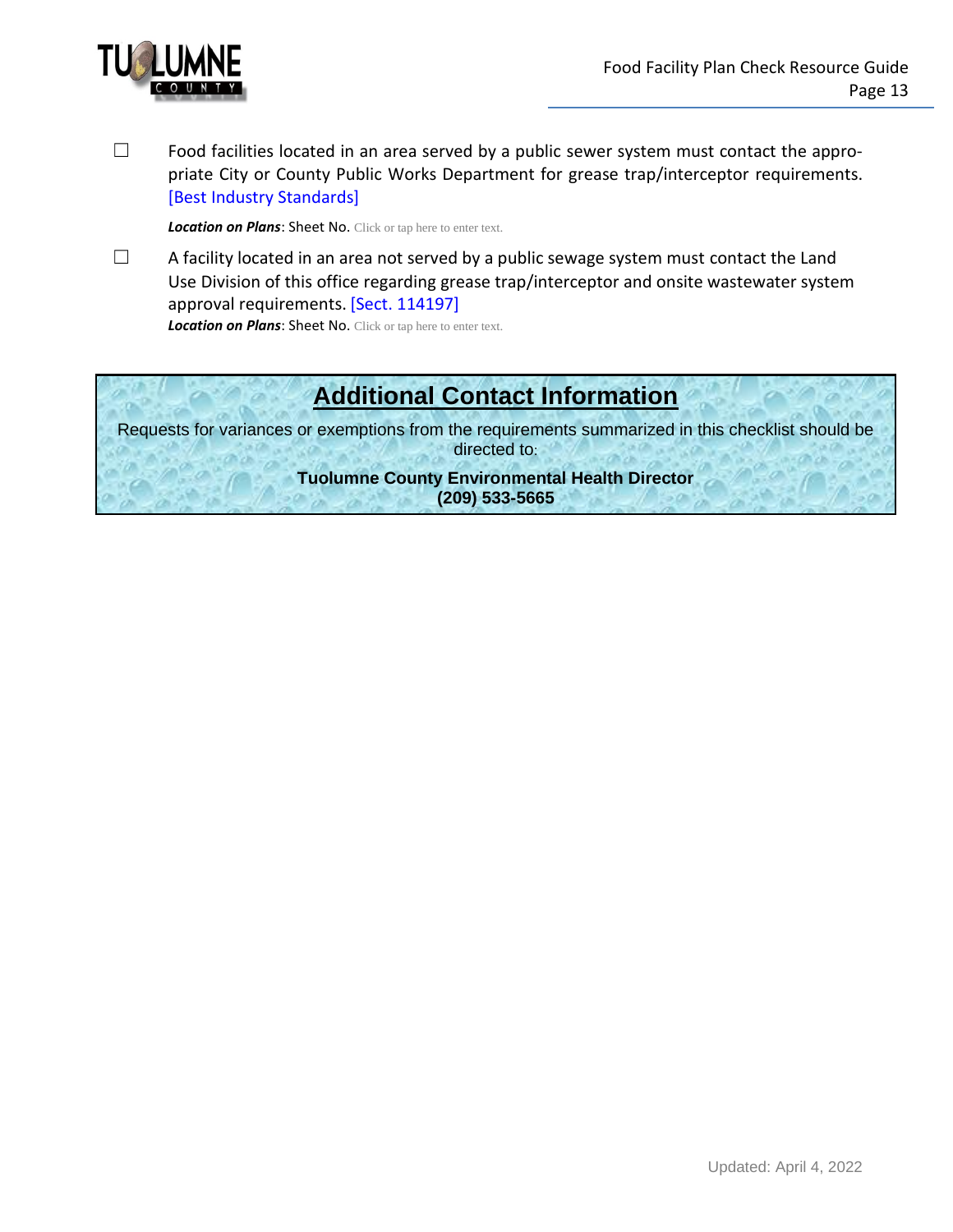☐ Food facilities located in an area served by a public sewer system must contact the appropriate City or County Public Works Department for grease trap/interceptor requirements. [Best Industry Standards]

***Location on Plans***: Sheet No. Click or tap here to enter text.

☐ A facility located in an area not served by a public sewage system must contact the Land Use Division of this office regarding grease trap/interceptor and onsite wastewater system approval requirements. [Sect. 114197]

***Location on Plans***: Sheet No. Click or tap here to enter text.

## Additional Contact Information

Requests for variances or exemptions from the requirements summarized in this checklist should be directed to:

**Tuolumne County Environmental Health Director**
**(209) 533-5665**

Updated: April 4, 2022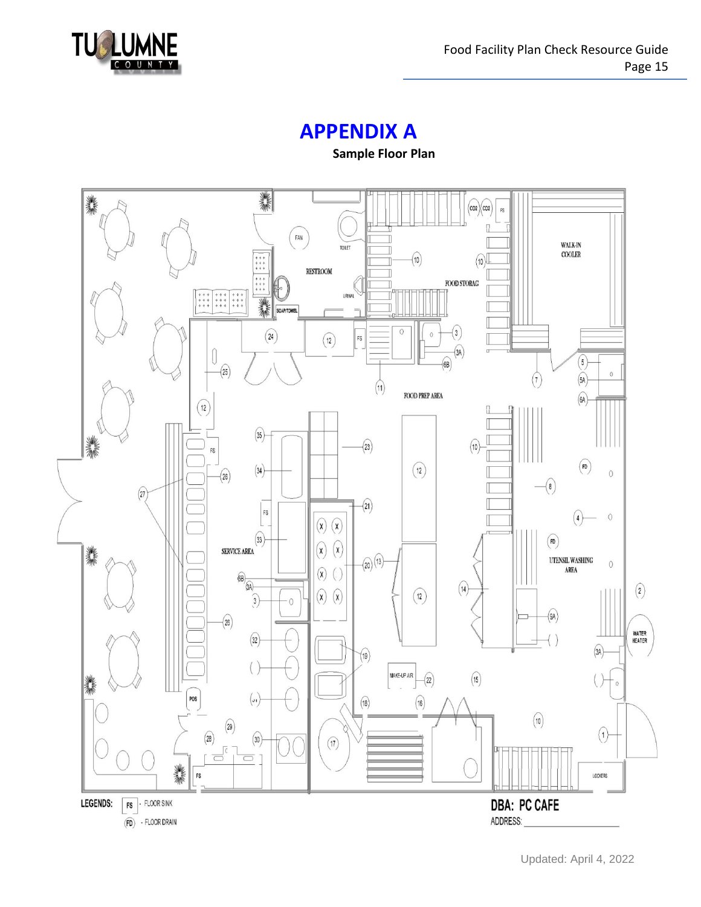# APPENDIX A

**Sample Floor Plan**

LEGENDS: FS - FLOOR SINK

FD - FLOOR DRAIN

**DBA: PC CAFE**

ADDRESS: ___________________

Updated: April 4, 2022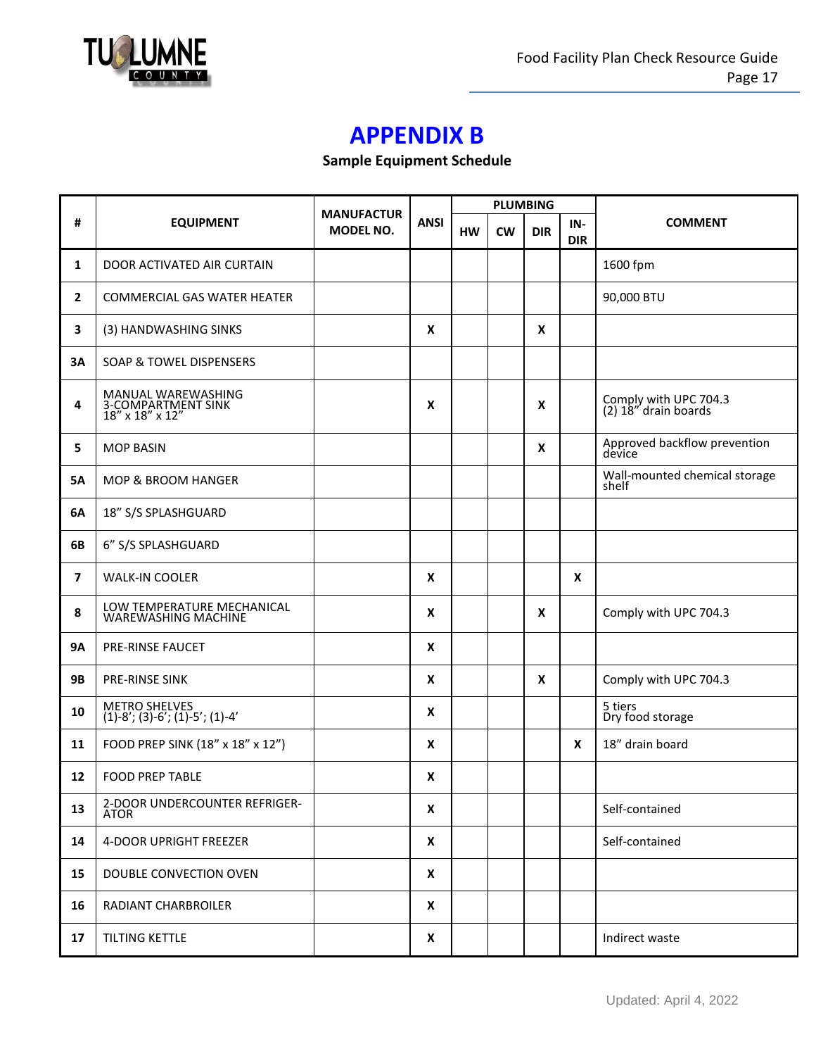# APPENDIX B

**Sample Equipment Schedule**

| # | EQUIPMENT | MANUFACTUR MODEL NO. | ANSI | PLUMBING | | | | COMMENT |
|---|---|---|---|---|---|---|---|---|
| | | | | HW | CW | DIR | IN-DIR | |
| 1 | DOOR ACTIVATED AIR CURTAIN | | | | | | | 1600 fpm |
| 2 | COMMERCIAL GAS WATER HEATER | | | | | | | 90,000 BTU |
| 3 | (3) HANDWASHING SINKS | | X | | | X | | |
| 3A | SOAP & TOWEL DISPENSERS | | | | | | | |
| 4 | MANUAL WAREWASHING 3-COMPARTMENT SINK 18” x 18” x 12” | | X | | | X | | Comply with UPC 704.3 (2) 18” drain boards |
| 5 | MOP BASIN | | | | | X | | Approved backflow prevention device |
| 5A | MOP & BROOM HANGER | | | | | | | Wall-mounted chemical storage shelf |
| 6A | 18” S/S SPLASHGUARD | | | | | | | |
| 6B | 6” S/S SPLASHGUARD | | | | | | | |
| 7 | WALK-IN COOLER | | X | | | | X | |
| 8 | LOW TEMPERATURE MECHANICAL WAREWASHING MACHINE | | X | | | X | | Comply with UPC 704.3 |
| 9A | PRE-RINSE FAUCET | | X | | | | | |
| 9B | PRE-RINSE SINK | | X | | | X | | Comply with UPC 704.3 |
| 10 | METRO SHELVES (1)-8’; (3)-6’; (1)-5’; (1)-4’ | | X | | | | | 5 tiers Dry food storage |
| 11 | FOOD PREP SINK (18” x 18” x 12”) | | X | | | | X | 18” drain board |
| 12 | FOOD PREP TABLE | | X | | | | | |
| 13 | 2-DOOR UNDERCOUNTER REFRIGER-ATOR | | X | | | | | Self-contained |
| 14 | 4-DOOR UPRIGHT FREEZER | | X | | | | | Self-contained |
| 15 | DOUBLE CONVECTION OVEN | | X | | | | | |
| 16 | RADIANT CHARBROILER | | X | | | | | |
| 17 | TILTING KETTLE | | X | | | | | Indirect waste |

Updated: April 4, 2022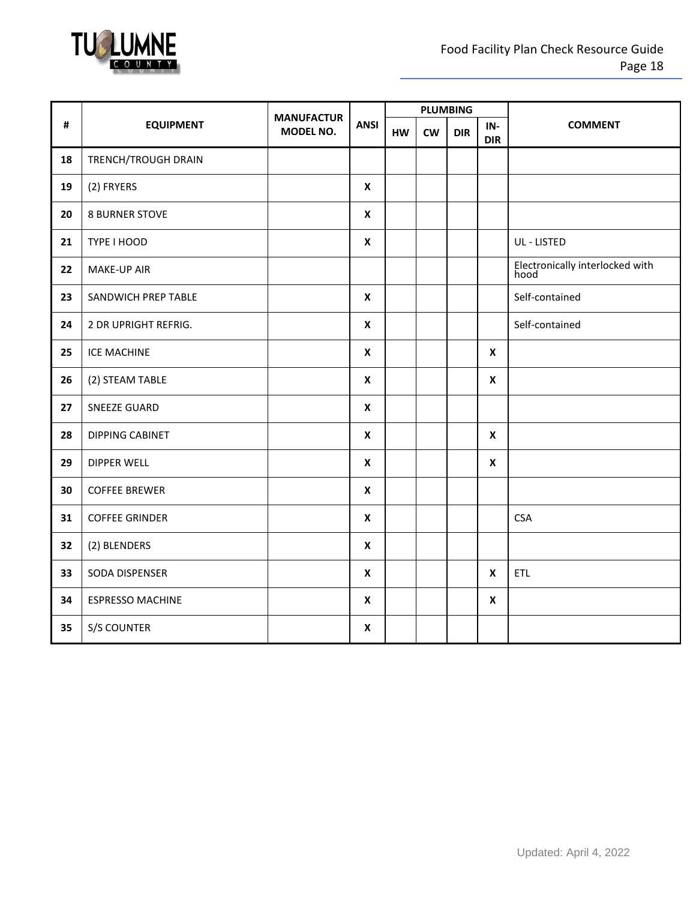| # | EQUIPMENT | MANUFACTUR MODEL NO. | ANSI | PLUMBING | | | | COMMENT |
|---|---|---|---|---|---|---|---|---|
| | | | | HW | CW | DIR | IN-DIR | |
| 18 | TRENCH/TROUGH DRAIN | | | | | | | |
| 19 | (2) FRYERS | | X | | | | | |
| 20 | 8 BURNER STOVE | | X | | | | | |
| 21 | TYPE I HOOD | | X | | | | | UL - LISTED |
| 22 | MAKE-UP AIR | | | | | | | Electronically interlocked with hood |
| 23 | SANDWICH PREP TABLE | | X | | | | | Self-contained |
| 24 | 2 DR UPRIGHT REFRIG. | | X | | | | | Self-contained |
| 25 | ICE MACHINE | | X | | | | X | |
| 26 | (2) STEAM TABLE | | X | | | | X | |
| 27 | SNEEZE GUARD | | X | | | | | |
| 28 | DIPPING CABINET | | X | | | | X | |
| 29 | DIPPER WELL | | X | | | | X | |
| 30 | COFFEE BREWER | | X | | | | | |
| 31 | COFFEE GRINDER | | X | | | | | CSA |
| 32 | (2) BLENDERS | | X | | | | | |
| 33 | SODA DISPENSER | | X | | | | X | ETL |
| 34 | ESPRESSO MACHINE | | X | | | | X | |
| 35 | S/S COUNTER | | X | | | | | |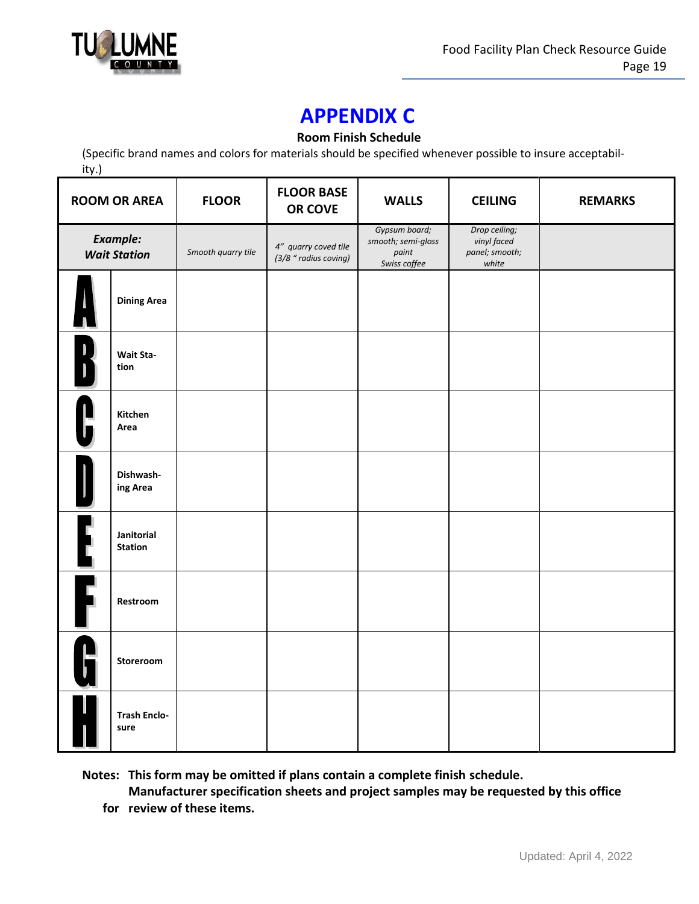# APPENDIX C

**Room Finish Schedule**

(Specific brand names and colors for materials should be specified whenever possible to insure acceptability.)

| ROOM OR AREA | | FLOOR | FLOOR BASE OR COVE | WALLS | CEILING | REMARKS |
|---|---|---|---|---|---|---|
| ***Example: Wait Station*** | | *Smooth quarry tile* | *4" quarry coved tile (3/8 " radius coving)* | *Gypsum board; smooth; semi-gloss paint Swiss coffee* | *Drop ceiling; vinyl faced panel; smooth; white* | |
| A | **Dining Area** | | | | | |
| B | **Wait Station** | | | | | |
| C | **Kitchen Area** | | | | | |
| D | **Dishwashing Area** | | | | | |
| E | **Janitorial Station** | | | | | |
| F | **Restroom** | | | | | |
| G | **Storeroom** | | | | | |
| H | **Trash Enclosure** | | | | | |

**Notes: This form may be omitted if plans contain a complete finish schedule.**
**Manufacturer specification sheets and project samples may be requested by this office for review of these items.**

Updated: April 4, 2022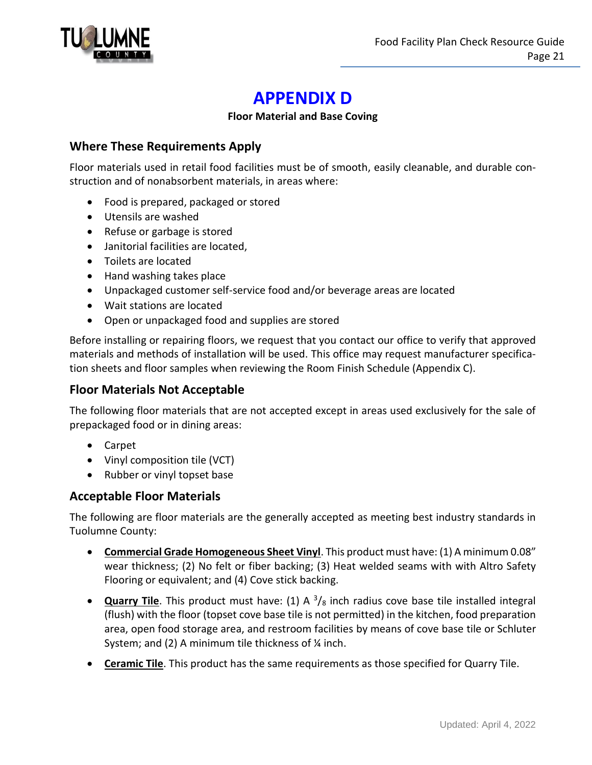# APPENDIX D

**Floor Material and Base Coving**

## Where These Requirements Apply

Floor materials used in retail food facilities must be of smooth, easily cleanable, and durable construction and of nonabsorbent materials, in areas where:

- Food is prepared, packaged or stored
- Utensils are washed
- Refuse or garbage is stored
- Janitorial facilities are located,
- Toilets are located
- Hand washing takes place
- Unpackaged customer self-service food and/or beverage areas are located
- Wait stations are located
- Open or unpackaged food and supplies are stored

Before installing or repairing floors, we request that you contact our office to verify that approved materials and methods of installation will be used. This office may request manufacturer specification sheets and floor samples when reviewing the Room Finish Schedule (Appendix C).

## Floor Materials Not Acceptable

The following floor materials that are not accepted except in areas used exclusively for the sale of prepackaged food or in dining areas:

- Carpet
- Vinyl composition tile (VCT)
- Rubber or vinyl topset base

## Acceptable Floor Materials

The following are floor materials are the generally accepted as meeting best industry standards in Tuolumne County:

- **Commercial Grade Homogeneous Sheet Vinyl**. This product must have: (1) A minimum 0.08" wear thickness; (2) No felt or fiber backing; (3) Heat welded seams with with Altro Safety Flooring or equivalent; and (4) Cove stick backing.
- **Quarry Tile**. This product must have: (1) A $^3/_8$ inch radius cove base tile installed integral (flush) with the floor (topset cove base tile is not permitted) in the kitchen, food preparation area, open food storage area, and restroom facilities by means of cove base tile or Schluter System; and (2) A minimum tile thickness of ¼ inch.
- **Ceramic Tile**. This product has the same requirements as those specified for Quarry Tile.

Updated: April 4, 2022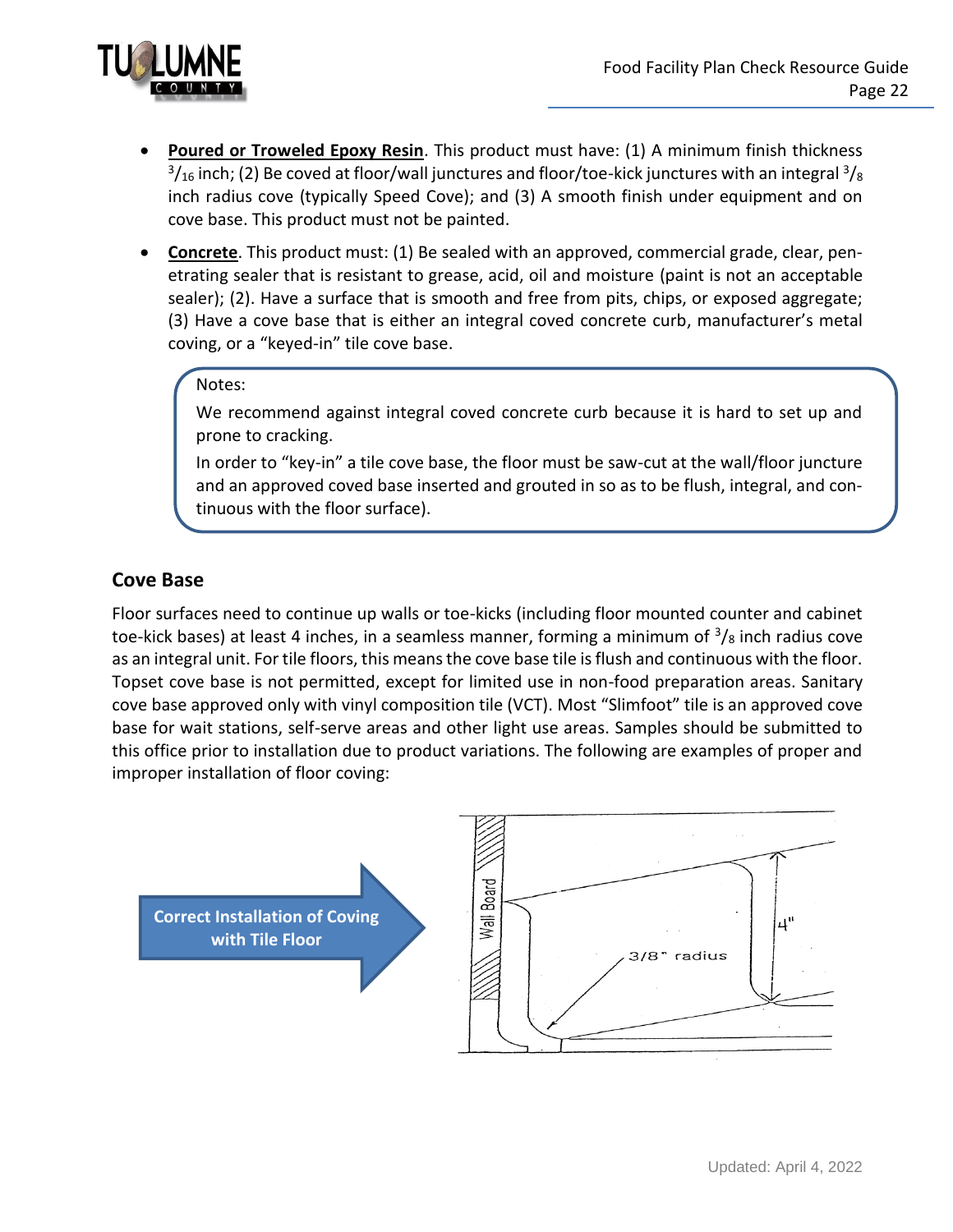- **Poured or Troweled Epoxy Resin**. This product must have: (1) A minimum finish thickness $^3/_{16}$ inch; (2) Be coved at floor/wall junctures and floor/toe-kick junctures with an integral $^3/_8$ inch radius cove (typically Speed Cove); and (3) A smooth finish under equipment and on cove base. This product must not be painted.
- **Concrete**. This product must: (1) Be sealed with an approved, commercial grade, clear, penetrating sealer that is resistant to grease, acid, oil and moisture (paint is not an acceptable sealer); (2). Have a surface that is smooth and free from pits, chips, or exposed aggregate; (3) Have a cove base that is either an integral coved concrete curb, manufacturer's metal coving, or a "keyed-in" tile cove base.

> Notes:
>
> We recommend against integral coved concrete curb because it is hard to set up and prone to cracking.
>
> In order to "key-in" a tile cove base, the floor must be saw-cut at the wall/floor juncture and an approved coved base inserted and grouted in so as to be flush, integral, and continuous with the floor surface).

## Cove Base

Floor surfaces need to continue up walls or toe-kicks (including floor mounted counter and cabinet toe-kick bases) at least 4 inches, in a seamless manner, forming a minimum of $^3/_8$ inch radius cove as an integral unit. For tile floors, this means the cove base tile is flush and continuous with the floor. Topset cove base is not permitted, except for limited use in non-food preparation areas. Sanitary cove base approved only with vinyl composition tile (VCT). Most "Slimfoot" tile is an approved cove base for wait stations, self-serve areas and other light use areas. Samples should be submitted to this office prior to installation due to product variations. The following are examples of proper and improper installation of floor coving:

**Correct Installation of Coving with Tile Floor**

Wall Board — 4" — 3/8" radius

Updated: April 4, 2022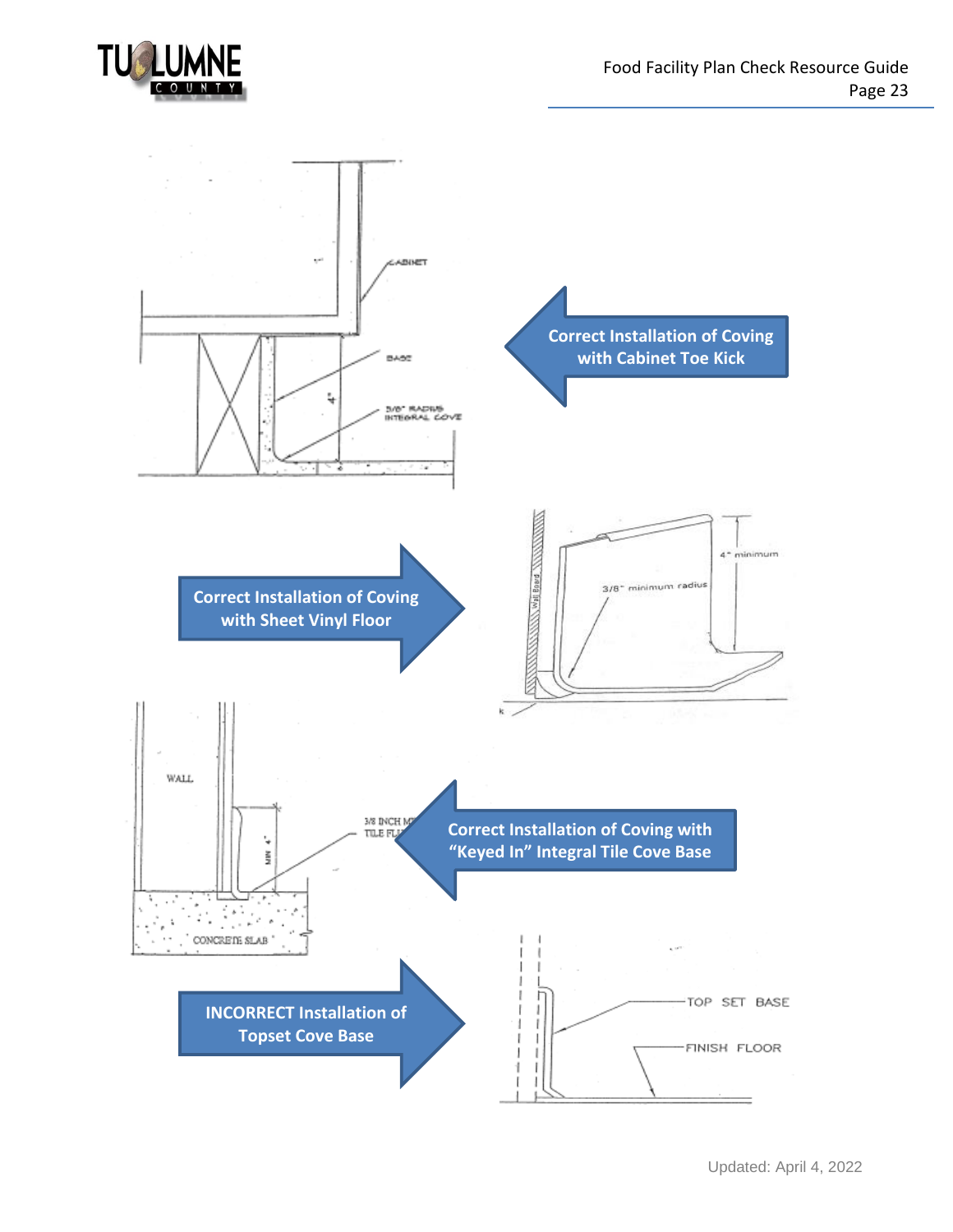CABINET

BASE

4"

3/8" RADIUS INTEGRAL COVE

**Correct Installation of Coving with Cabinet Toe Kick**

**Correct Installation of Coving with Sheet Vinyl Floor**

4" minimum

3/8" minimum radius

Wall Board

WALL

3/8 INCH MIN TILE FL

MIN 4"

CONCRETE SLAB

**Correct Installation of Coving with "Keyed In" Integral Tile Cove Base**

**INCORRECT Installation of Topset Cove Base**

TOP SET BASE

FINISH FLOOR

Updated: April 4, 2022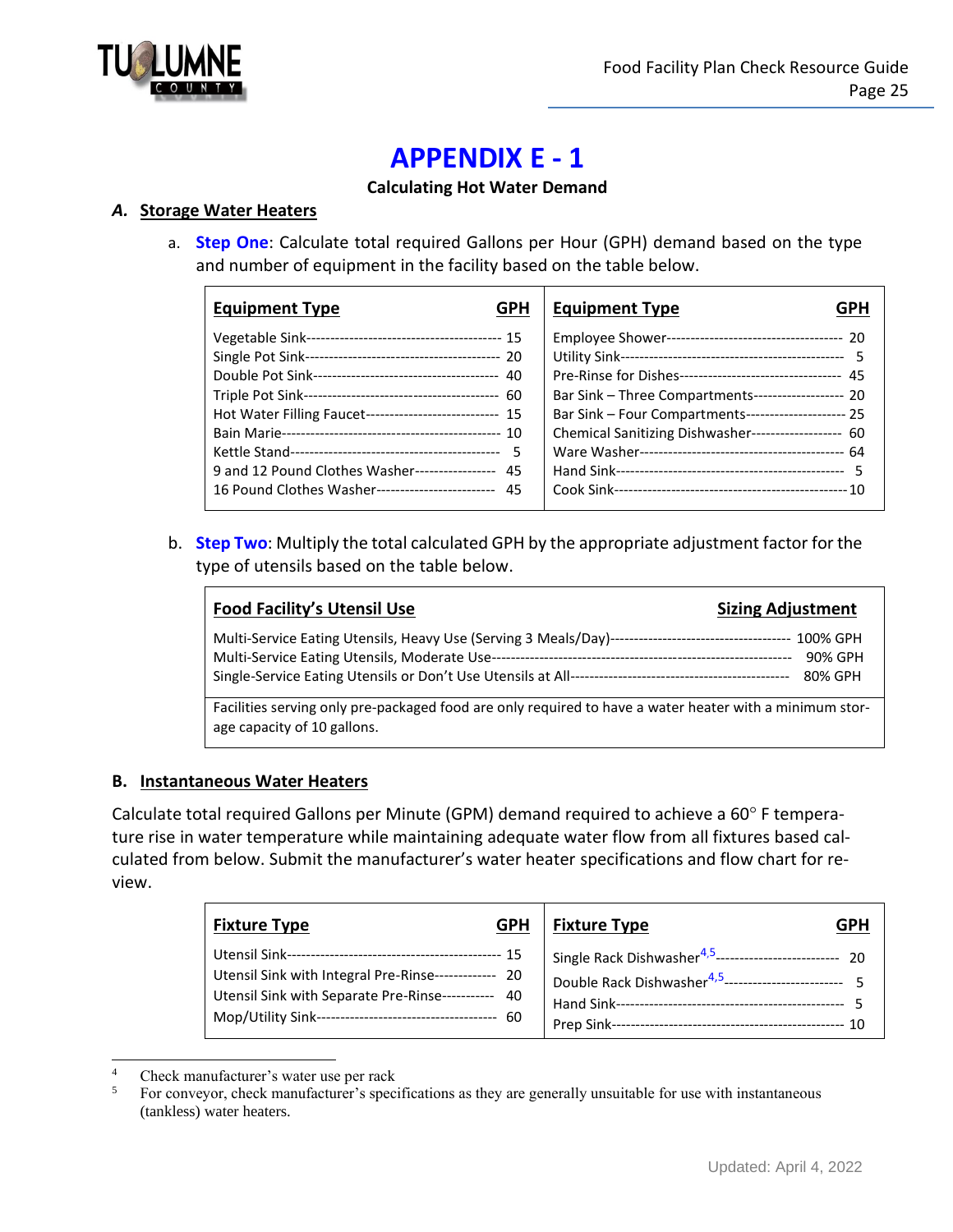# APPENDIX E - 1

**Calculating Hot Water Demand**

***A.*** **Storage Water Heaters**

a. **Step One**: Calculate total required Gallons per Hour (GPH) demand based on the type and number of equipment in the facility based on the table below.

| Equipment Type | GPH | Equipment Type | GPH |
|---|---|---|---|
| Vegetable Sink | 15 | Employee Shower | 20 |
| Single Pot Sink | 20 | Utility Sink | 5 |
| Double Pot Sink | 40 | Pre-Rinse for Dishes | 45 |
| Triple Pot Sink | 60 | Bar Sink – Three Compartments | 20 |
| Hot Water Filling Faucet | 15 | Bar Sink – Four Compartments | 25 |
| Bain Marie | 10 | Chemical Sanitizing Dishwasher | 60 |
| Kettle Stand | 5 | Ware Washer | 64 |
| 9 and 12 Pound Clothes Washer | 45 | Hand Sink | 5 |
| 16 Pound Clothes Washer | 45 | Cook Sink | 10 |

b. **Step Two**: Multiply the total calculated GPH by the appropriate adjustment factor for the type of utensils based on the table below.

| Food Facility's Utensil Use | Sizing Adjustment |
|---|---|
| Multi-Service Eating Utensils, Heavy Use (Serving 3 Meals/Day) | 100% GPH |
| Multi-Service Eating Utensils, Moderate Use | 90% GPH |
| Single-Service Eating Utensils or Don't Use Utensils at All | 80% GPH |
| Facilities serving only pre-packaged food are only required to have a water heater with a minimum storage capacity of 10 gallons. | |

**B. Instantaneous Water Heaters**

Calculate total required Gallons per Minute (GPM) demand required to achieve a 60° F temperature rise in water temperature while maintaining adequate water flow from all fixtures based calculated from below. Submit the manufacturer's water heater specifications and flow chart for review.

| Fixture Type | GPH | Fixture Type | GPH |
|---|---|---|---|
| Utensil Sink | 15 | Single Rack Dishwasher[4,5] | 20 |
| Utensil Sink with Integral Pre-Rinse | 20 | Double Rack Dishwasher[4,5] | 5 |
| Utensil Sink with Separate Pre-Rinse | 40 | Hand Sink | 5 |
| Mop/Utility Sink | 60 | Prep Sink | 10 |

[4] Check manufacturer's water use per rack

[5] For conveyor, check manufacturer's specifications as they are generally unsuitable for use with instantaneous (tankless) water heaters.

Updated: April 4, 2022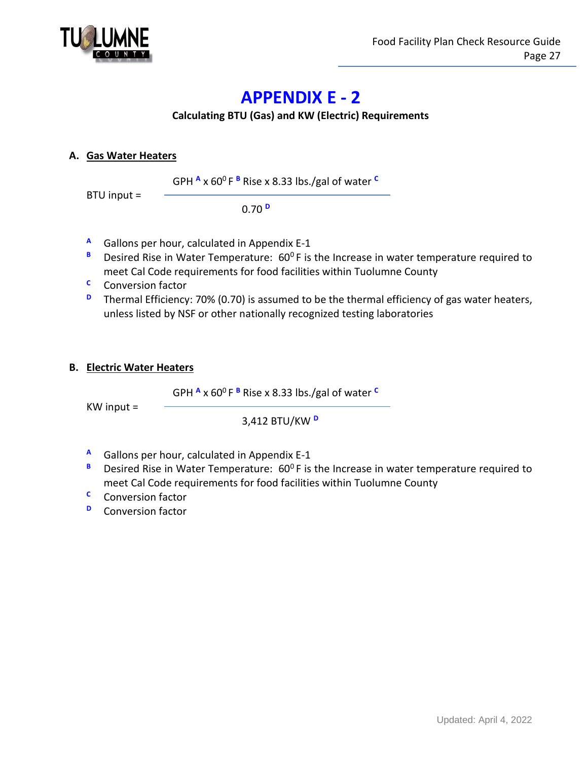# APPENDIX E - 2

**Calculating BTU (Gas) and KW (Electric) Requirements**

**A. Gas Water Heaters**

$$\text{BTU input} = \frac{\text{GPH}^{A} \times 60^{0}\text{ F}^{B}\text{ Rise} \times 8.33\text{ lbs./gal of water}^{C}}{0.70^{D}}$$

- [A] Gallons per hour, calculated in Appendix E-1
- [B] Desired Rise in Water Temperature: $60^{0}$ F is the Increase in water temperature required to meet Cal Code requirements for food facilities within Tuolumne County
- [C] Conversion factor
- [D] Thermal Efficiency: 70% (0.70) is assumed to be the thermal efficiency of gas water heaters, unless listed by NSF or other nationally recognized testing laboratories

**B. Electric Water Heaters**

$$\text{KW input} = \frac{\text{GPH}^{A} \times 60^{0}\text{ F}^{B}\text{ Rise} \times 8.33\text{ lbs./gal of water}^{C}}{3{,}412\text{ BTU/KW}^{D}}$$

- [A] Gallons per hour, calculated in Appendix E-1
- [B] Desired Rise in Water Temperature: $60^{0}$ F is the Increase in water temperature required to meet Cal Code requirements for food facilities within Tuolumne County
- [C] Conversion factor
- [D] Conversion factor

Updated: April 4, 2022